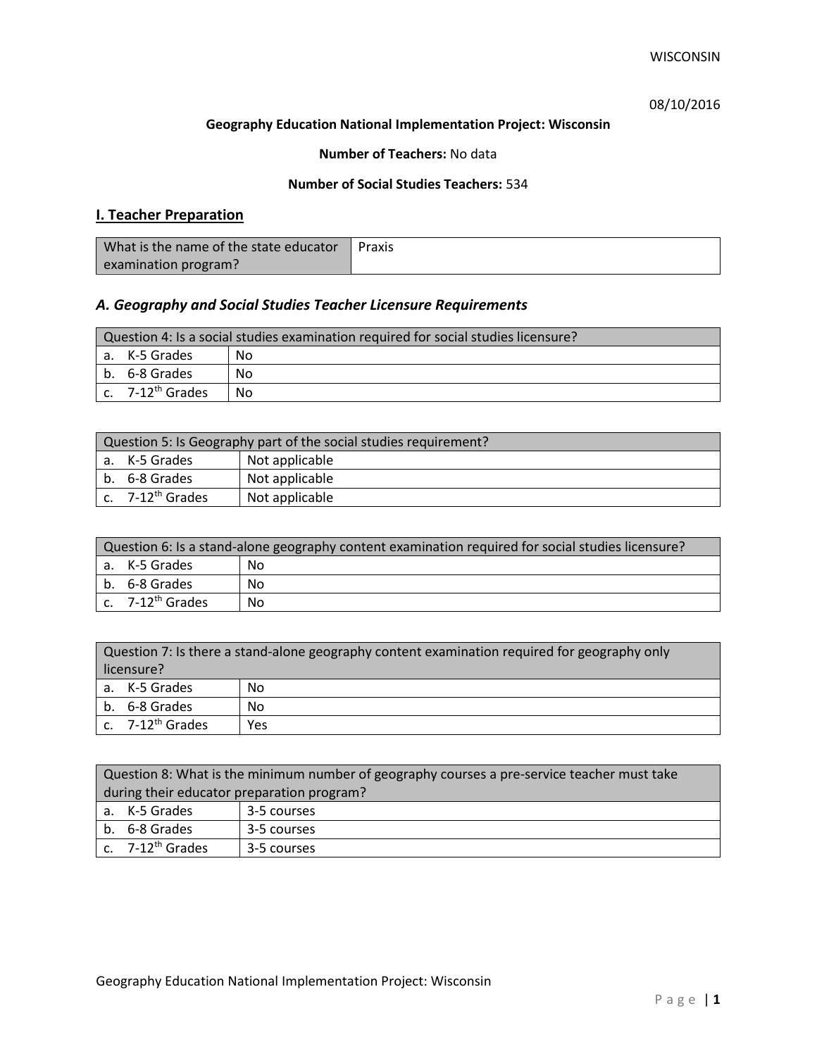WISCONSIN

08/10/2016

**Geography Education National Implementation Project: Wisconsin**

**Number of Teachers:** No data

**Number of Social Studies Teachers:** 534

## I. Teacher Preparation

| What is the name of the state educator examination program? | Praxis |
|---|---|

### *A. Geography and Social Studies Teacher Licensure Requirements*

| Question 4: Is a social studies examination required for social studies licensure? | |
|---|---|
| a. K-5 Grades | No |
| b. 6-8 Grades | No |
| c. 7-12th Grades | No |

| Question 5: Is Geography part of the social studies requirement? | |
|---|---|
| a. K-5 Grades | Not applicable |
| b. 6-8 Grades | Not applicable |
| c. 7-12th Grades | Not applicable |

| Question 6: Is a stand-alone geography content examination required for social studies licensure? | |
|---|---|
| a. K-5 Grades | No |
| b. 6-8 Grades | No |
| c. 7-12th Grades | No |

| Question 7: Is there a stand-alone geography content examination required for geography only licensure? | |
|---|---|
| a. K-5 Grades | No |
| b. 6-8 Grades | No |
| c. 7-12th Grades | Yes |

| Question 8: What is the minimum number of geography courses a pre-service teacher must take during their educator preparation program? | |
|---|---|
| a. K-5 Grades | 3-5 courses |
| b. 6-8 Grades | 3-5 courses |
| c. 7-12th Grades | 3-5 courses |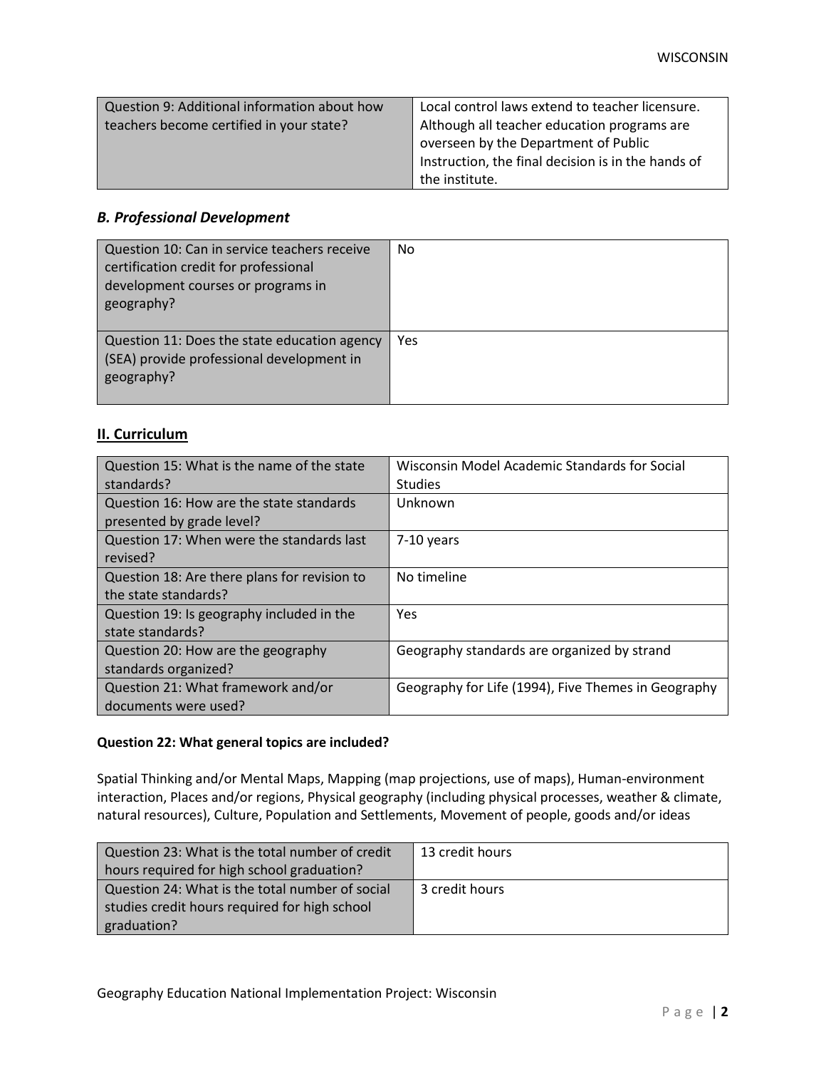| Question 9: Additional information about how teachers become certified in your state? | Local control laws extend to teacher licensure. Although all teacher education programs are overseen by the Department of Public Instruction, the final decision is in the hands of the institute. |
|---|---|

### *B. Professional Development*

| Question 10: Can in service teachers receive certification credit for professional development courses or programs in geography? | No |
|---|---|
| Question 11: Does the state education agency (SEA) provide professional development in geography? | Yes |

## II. Curriculum

| Question 15: What is the name of the state standards? | Wisconsin Model Academic Standards for Social Studies |
|---|---|
| Question 16: How are the state standards presented by grade level? | Unknown |
| Question 17: When were the standards last revised? | 7-10 years |
| Question 18: Are there plans for revision to the state standards? | No timeline |
| Question 19: Is geography included in the state standards? | Yes |
| Question 20: How are the geography standards organized? | Geography standards are organized by strand |
| Question 21: What framework and/or documents were used? | Geography for Life (1994), Five Themes in Geography |

**Question 22: What general topics are included?**

Spatial Thinking and/or Mental Maps, Mapping (map projections, use of maps), Human-environment interaction, Places and/or regions, Physical geography (including physical processes, weather & climate, natural resources), Culture, Population and Settlements, Movement of people, goods and/or ideas

| Question 23: What is the total number of credit hours required for high school graduation? | 13 credit hours |
|---|---|
| Question 24: What is the total number of social studies credit hours required for high school graduation? | 3 credit hours |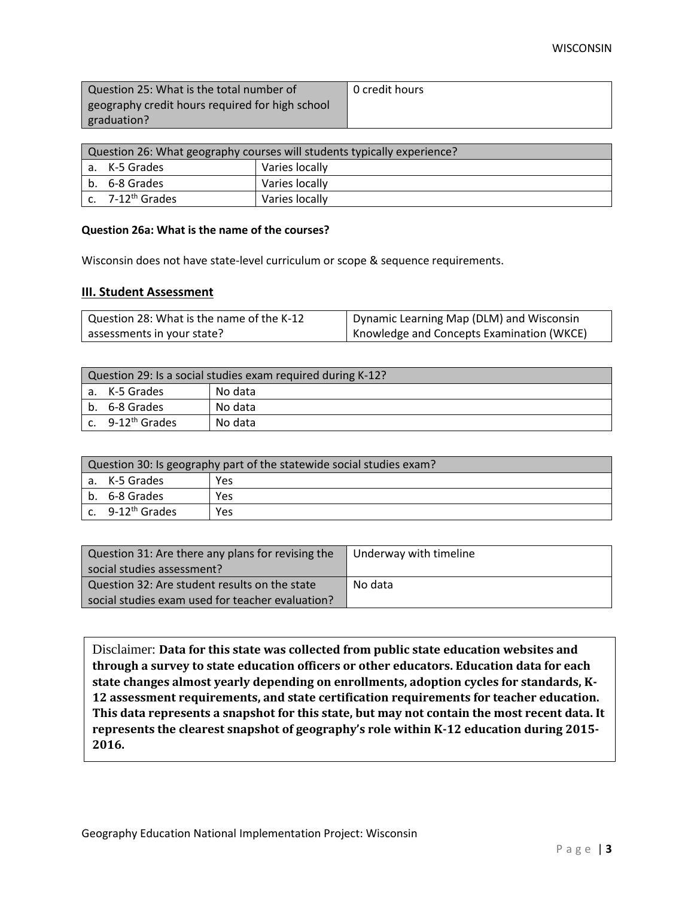| Question 25: What is the total number of geography credit hours required for high school graduation? | 0 credit hours |
|---|---|

| Question 26: What geography courses will students typically experience? | |
|---|---|
| a. K-5 Grades | Varies locally |
| b. 6-8 Grades | Varies locally |
| c. 7-12th Grades | Varies locally |

**Question 26a: What is the name of the courses?**

Wisconsin does not have state-level curriculum or scope & sequence requirements.

## III. Student Assessment

| Question 28: What is the name of the K-12 assessments in your state? | Dynamic Learning Map (DLM) and Wisconsin Knowledge and Concepts Examination (WKCE) |
|---|---|

| Question 29: Is a social studies exam required during K-12? | |
|---|---|
| a. K-5 Grades | No data |
| b. 6-8 Grades | No data |
| c. 9-12th Grades | No data |

| Question 30: Is geography part of the statewide social studies exam? | |
|---|---|
| a. K-5 Grades | Yes |
| b. 6-8 Grades | Yes |
| c. 9-12th Grades | Yes |

| Question 31: Are there any plans for revising the social studies assessment? | Underway with timeline |
|---|---|
| Question 32: Are student results on the state social studies exam used for teacher evaluation? | No data |

Disclaimer: **Data for this state was collected from public state education websites and through a survey to state education officers or other educators. Education data for each state changes almost yearly depending on enrollments, adoption cycles for standards, K-12 assessment requirements, and state certification requirements for teacher education. This data represents a snapshot for this state, but may not contain the most recent data. It represents the clearest snapshot of geography's role within K-12 education during 2015-2016.**